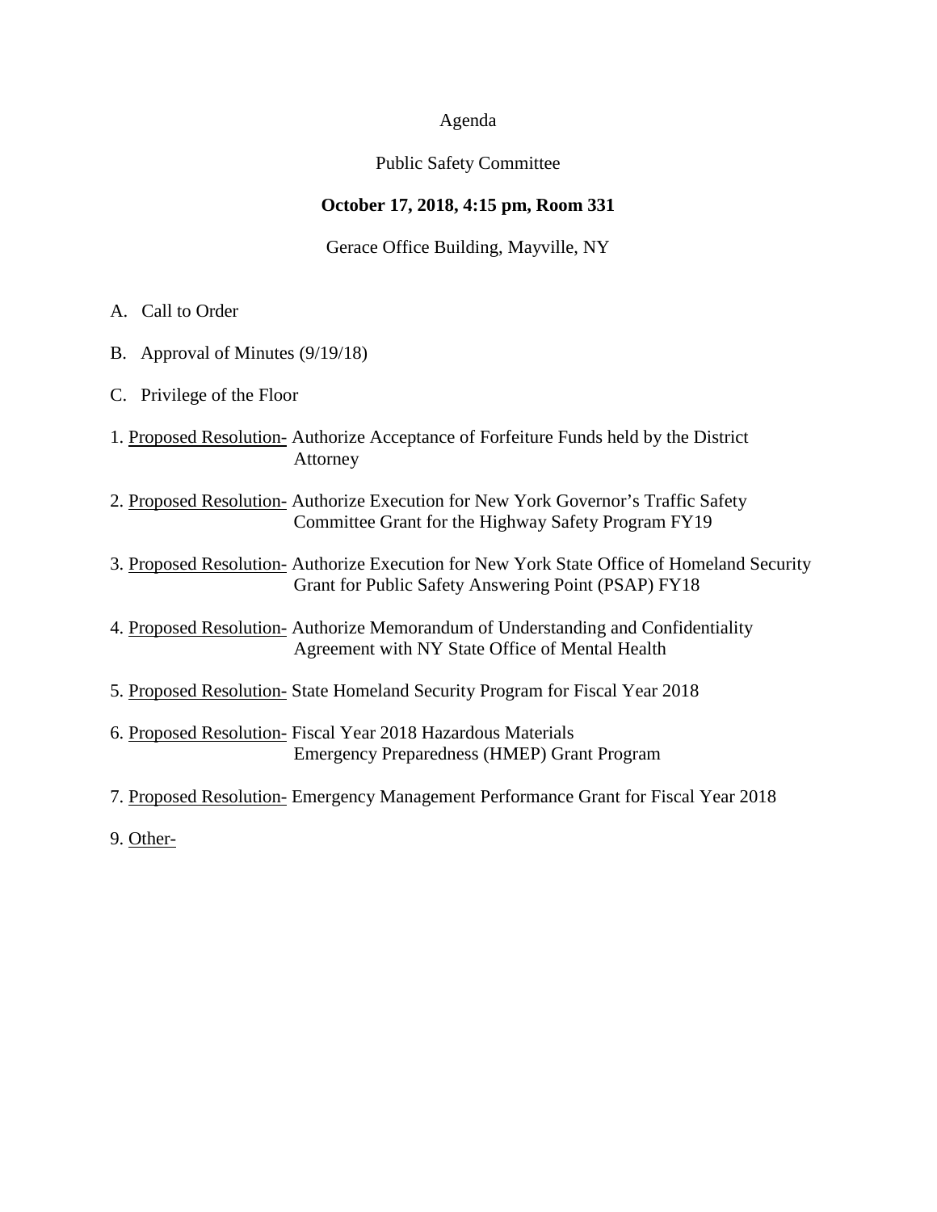Agenda

Public Safety Committee

**October 17, 2018, 4:15 pm, Room 331**

Gerace Office Building, Mayville, NY

A. Call to Order

B. Approval of Minutes (9/19/18)

C. Privilege of the Floor

1. Proposed Resolution- Authorize Acceptance of Forfeiture Funds held by the District Attorney

2. Proposed Resolution- Authorize Execution for New York Governor's Traffic Safety Committee Grant for the Highway Safety Program FY19

3. Proposed Resolution- Authorize Execution for New York State Office of Homeland Security Grant for Public Safety Answering Point (PSAP) FY18

4. Proposed Resolution- Authorize Memorandum of Understanding and Confidentiality Agreement with NY State Office of Mental Health

5. Proposed Resolution- State Homeland Security Program for Fiscal Year 2018

6. Proposed Resolution- Fiscal Year 2018 Hazardous Materials Emergency Preparedness (HMEP) Grant Program

7. Proposed Resolution- Emergency Management Performance Grant for Fiscal Year 2018

9. Other-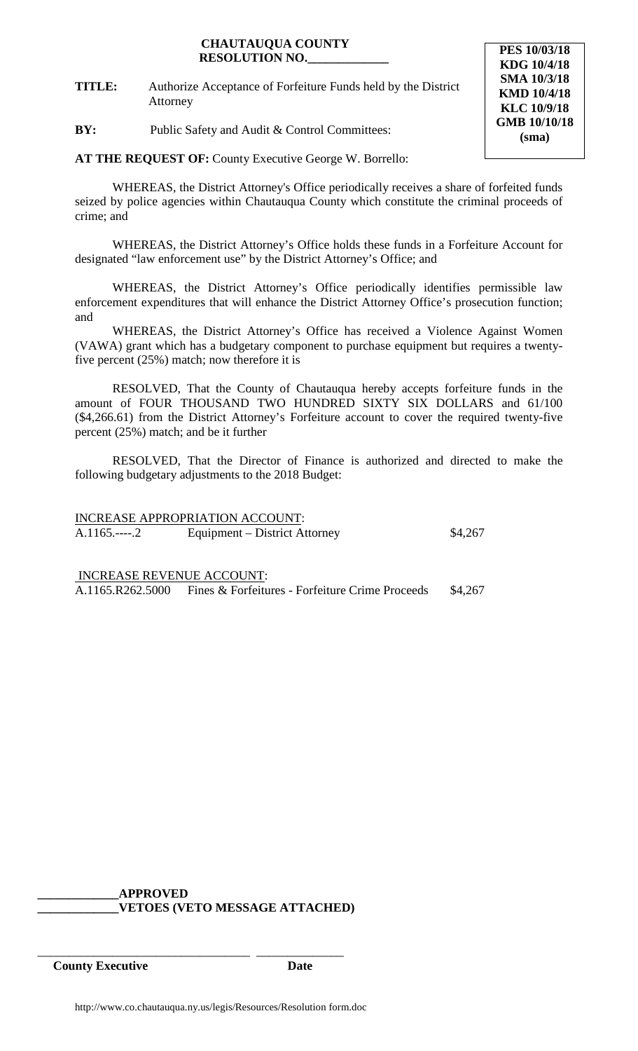**CHAUTAUQUA COUNTY**
**RESOLUTION NO.____________**

**PES 10/03/18**
**KDG 10/4/18**
**SMA 10/3/18**
**KMD 10/4/18**
**KLC 10/9/18**
**GMB 10/10/18**
**(sma)**

**TITLE:** Authorize Acceptance of Forfeiture Funds held by the District Attorney

**BY:** Public Safety and Audit & Control Committees:

**AT THE REQUEST OF:** County Executive George W. Borrello:

WHEREAS, the District Attorney's Office periodically receives a share of forfeited funds seized by police agencies within Chautauqua County which constitute the criminal proceeds of crime; and

WHEREAS, the District Attorney's Office holds these funds in a Forfeiture Account for designated "law enforcement use" by the District Attorney's Office; and

WHEREAS, the District Attorney's Office periodically identifies permissible law enforcement expenditures that will enhance the District Attorney Office's prosecution function; and

WHEREAS, the District Attorney's Office has received a Violence Against Women (VAWA) grant which has a budgetary component to purchase equipment but requires a twenty-five percent (25%) match; now therefore it is

RESOLVED, That the County of Chautauqua hereby accepts forfeiture funds in the amount of FOUR THOUSAND TWO HUNDRED SIXTY SIX DOLLARS and 61/100 ($4,266.61) from the District Attorney's Forfeiture account to cover the required twenty-five percent (25%) match; and be it further

RESOLVED, That the Director of Finance is authorized and directed to make the following budgetary adjustments to the 2018 Budget:

INCREASE APPROPRIATION ACCOUNT:

| | | |
|---|---|---|
| A.1165.----.2 | Equipment – District Attorney | $4,267 |

INCREASE REVENUE ACCOUNT:

| | | |
|---|---|---|
| A.1165.R262.5000 | Fines & Forfeitures - Forfeiture Crime Proceeds | $4,267 |

**____________APPROVED**
**____________VETOES (VETO MESSAGE ATTACHED)**

______________________________ ______________
**County Executive** **Date**

http://www.co.chautauqua.ny.us/legis/Resources/Resolution form.doc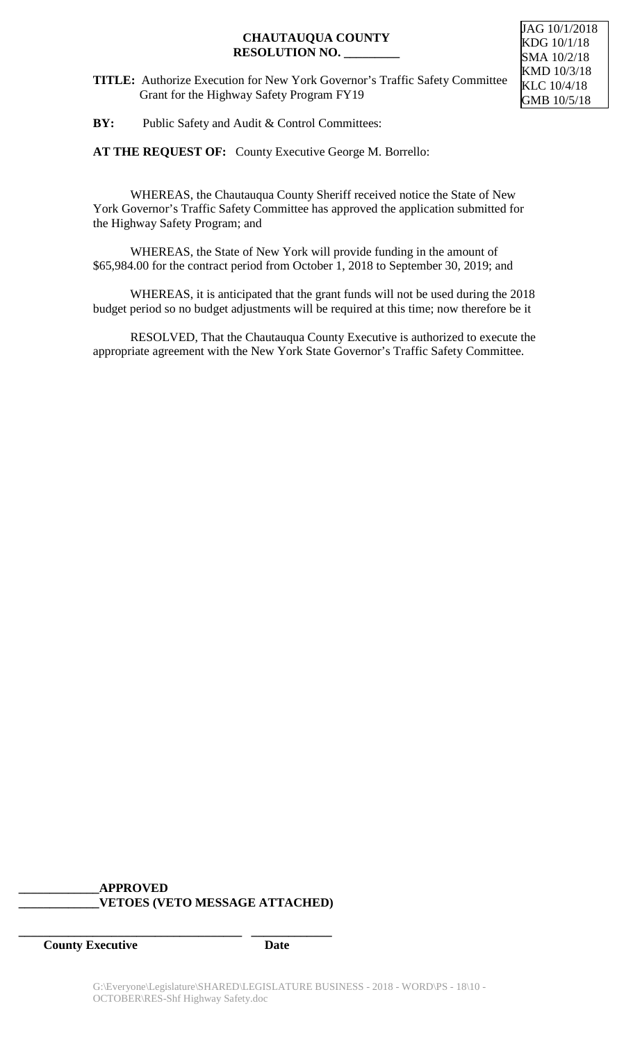JAG 10/1/2018
KDG 10/1/18
SMA 10/2/18
KMD 10/3/18
KLC 10/4/18
GMB 10/5/18

**CHAUTAUQUA COUNTY**
**RESOLUTION NO. _________**

**TITLE:** Authorize Execution for New York Governor's Traffic Safety Committee Grant for the Highway Safety Program FY19

**BY:** Public Safety and Audit & Control Committees:

**AT THE REQUEST OF:** County Executive George M. Borrello:

WHEREAS, the Chautauqua County Sheriff received notice the State of New York Governor's Traffic Safety Committee has approved the application submitted for the Highway Safety Program; and

WHEREAS, the State of New York will provide funding in the amount of $65,984.00 for the contract period from October 1, 2018 to September 30, 2019; and

WHEREAS, it is anticipated that the grant funds will not be used during the 2018 budget period so no budget adjustments will be required at this time; now therefore be it

RESOLVED, That the Chautauqua County Executive is authorized to execute the appropriate agreement with the New York State Governor's Traffic Safety Committee.

**_____________APPROVED**
**_____________VETOES (VETO MESSAGE ATTACHED)**

**_____________________________________ _____________**
**County Executive Date**

G:\Everyone\Legislature\SHARED\LEGISLATURE BUSINESS - 2018 - WORD\PS - 18\10 - OCTOBER\RES-Shf Highway Safety.doc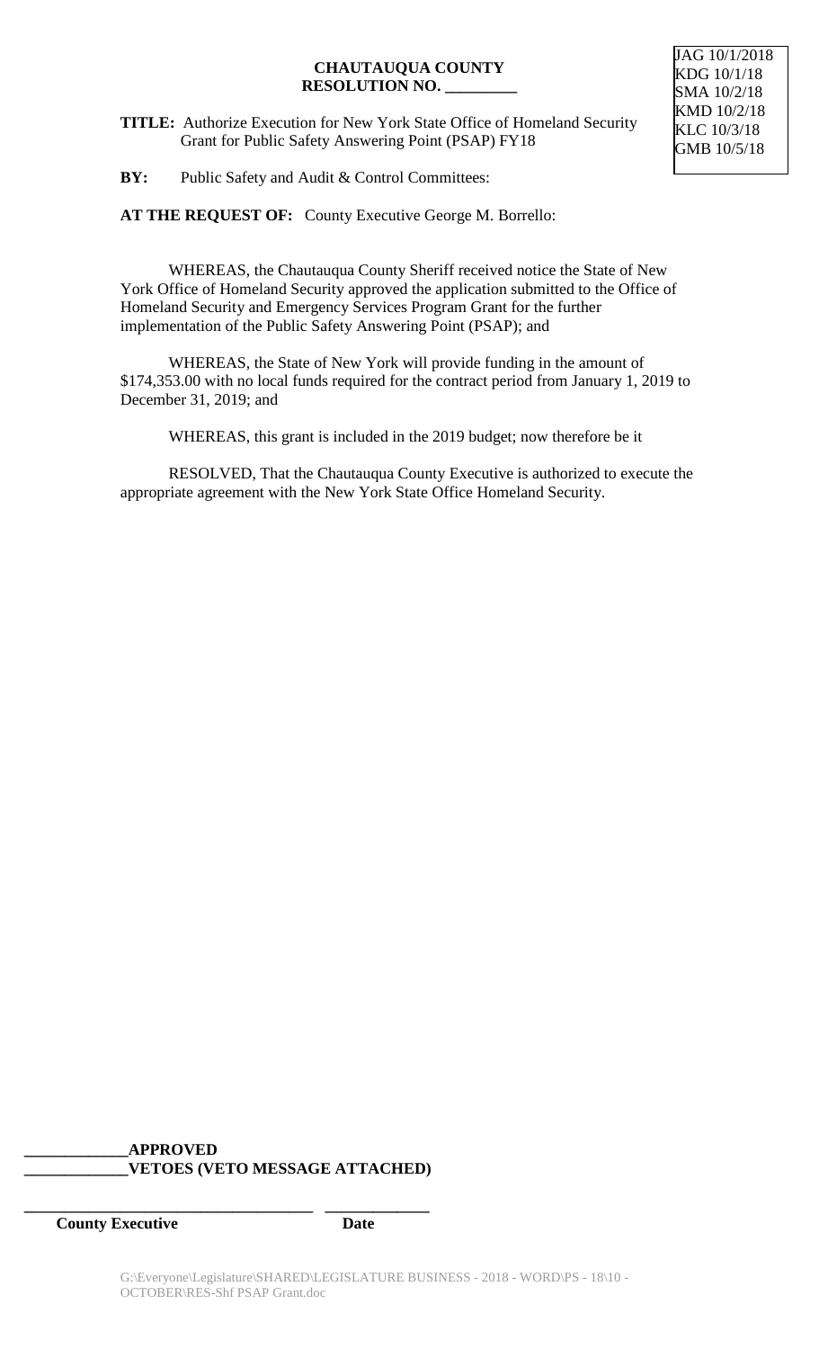JAG 10/1/2018
KDG 10/1/18
SMA 10/2/18
KMD 10/2/18
KLC 10/3/18
GMB 10/5/18

**CHAUTAUQUA COUNTY**
**RESOLUTION NO. _________**

**TITLE:** Authorize Execution for New York State Office of Homeland Security Grant for Public Safety Answering Point (PSAP) FY18

**BY:** Public Safety and Audit & Control Committees:

**AT THE REQUEST OF:** County Executive George M. Borrello:

WHEREAS, the Chautauqua County Sheriff received notice the State of New York Office of Homeland Security approved the application submitted to the Office of Homeland Security and Emergency Services Program Grant for the further implementation of the Public Safety Answering Point (PSAP); and

WHEREAS, the State of New York will provide funding in the amount of $174,353.00 with no local funds required for the contract period from January 1, 2019 to December 31, 2019; and

WHEREAS, this grant is included in the 2019 budget; now therefore be it

RESOLVED, That the Chautauqua County Executive is authorized to execute the appropriate agreement with the New York State Office Homeland Security.

**_____________APPROVED**
**_____________VETOES (VETO MESSAGE ATTACHED)**

**___________________________________ _____________**
**County Executive Date**

G:\Everyone\Legislature\SHARED\LEGISLATURE BUSINESS - 2018 - WORD\PS - 18\10 - OCTOBER\RES-Shf PSAP Grant.doc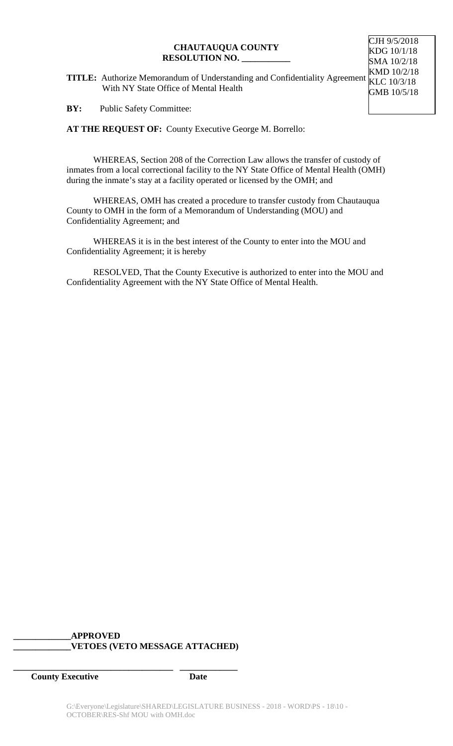CJH 9/5/2018
KDG 10/1/18
SMA 10/2/18
KMD 10/2/18
KLC 10/3/18
GMB 10/5/18

**CHAUTAUQUA COUNTY**
**RESOLUTION NO. \_\_\_\_\_\_\_\_\_\_\_**

**TITLE:** Authorize Memorandum of Understanding and Confidentiality Agreement With NY State Office of Mental Health

**BY:** Public Safety Committee:

**AT THE REQUEST OF:** County Executive George M. Borrello:

WHEREAS, Section 208 of the Correction Law allows the transfer of custody of inmates from a local correctional facility to the NY State Office of Mental Health (OMH) during the inmate's stay at a facility operated or licensed by the OMH; and

WHEREAS, OMH has created a procedure to transfer custody from Chautauqua County to OMH in the form of a Memorandum of Understanding (MOU) and Confidentiality Agreement; and

WHEREAS it is in the best interest of the County to enter into the MOU and Confidentiality Agreement; it is hereby

RESOLVED, That the County Executive is authorized to enter into the MOU and Confidentiality Agreement with the NY State Office of Mental Health.

**\_\_\_\_\_\_\_\_\_\_\_\_\_APPROVED**
**\_\_\_\_\_\_\_\_\_\_\_\_\_VETOES (VETO MESSAGE ATTACHED)**

**\_\_\_\_\_\_\_\_\_\_\_\_\_\_\_\_\_\_\_\_\_\_\_\_\_\_\_\_\_\_\_\_\_\_\_\_\_ \_\_\_\_\_\_\_\_\_\_\_\_\_**
**County Executive** **Date**

G:\Everyone\Legislature\SHARED\LEGISLATURE BUSINESS - 2018 - WORD\PS - 18\10 - OCTOBER\RES-Shf MOU with OMH.doc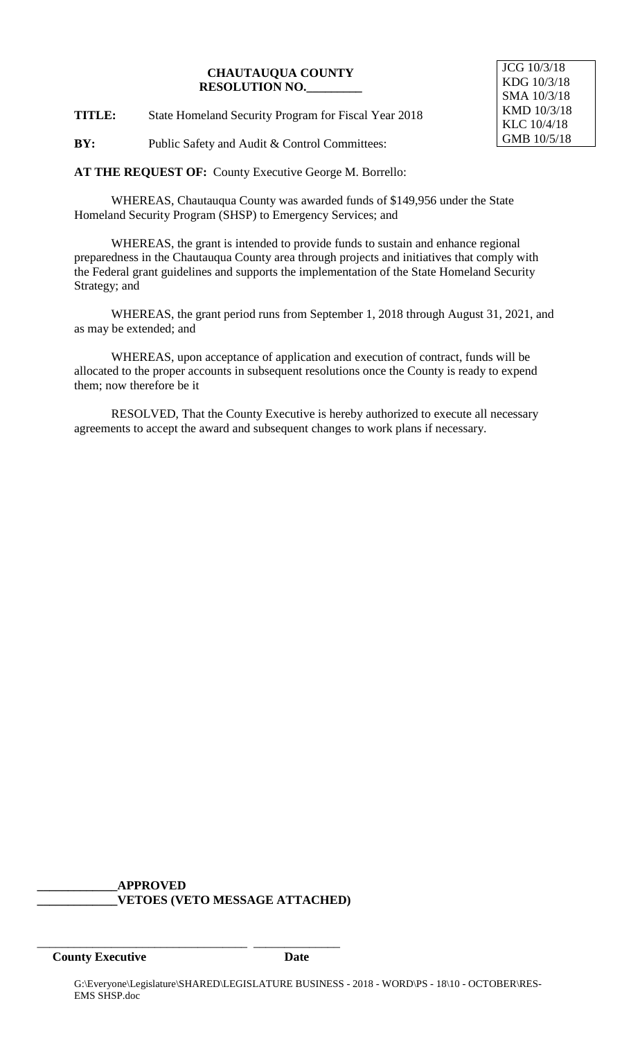**CHAUTAUQUA COUNTY**
**RESOLUTION NO.\_\_\_\_\_\_\_\_\_**

JCG 10/3/18
KDG 10/3/18
SMA 10/3/18
KMD 10/3/18
KLC 10/4/18
GMB 10/5/18

**TITLE:** State Homeland Security Program for Fiscal Year 2018

**BY:** Public Safety and Audit & Control Committees:

**AT THE REQUEST OF:** County Executive George M. Borrello:

WHEREAS, Chautauqua County was awarded funds of $149,956 under the State Homeland Security Program (SHSP) to Emergency Services; and

WHEREAS, the grant is intended to provide funds to sustain and enhance regional preparedness in the Chautauqua County area through projects and initiatives that comply with the Federal grant guidelines and supports the implementation of the State Homeland Security Strategy; and

WHEREAS, the grant period runs from September 1, 2018 through August 31, 2021, and as may be extended; and

WHEREAS, upon acceptance of application and execution of contract, funds will be allocated to the proper accounts in subsequent resolutions once the County is ready to expend them; now therefore be it

RESOLVED, That the County Executive is hereby authorized to execute all necessary agreements to accept the award and subsequent changes to work plans if necessary.

\_\_\_\_\_\_\_\_\_\_\_\_\_**APPROVED**
\_\_\_\_\_\_\_\_\_\_\_\_\_**VETOES (VETO MESSAGE ATTACHED)**

\_\_\_\_\_\_\_\_\_\_\_\_\_\_\_\_\_\_\_\_\_\_\_\_\_\_\_\_\_\_\_\_\_\_\_ \_\_\_\_\_\_\_\_\_\_\_\_\_\_
**County Executive** **Date**

G:\Everyone\Legislature\SHARED\LEGISLATURE BUSINESS - 2018 - WORD\PS - 18\10 - OCTOBER\RES-EMS SHSP.doc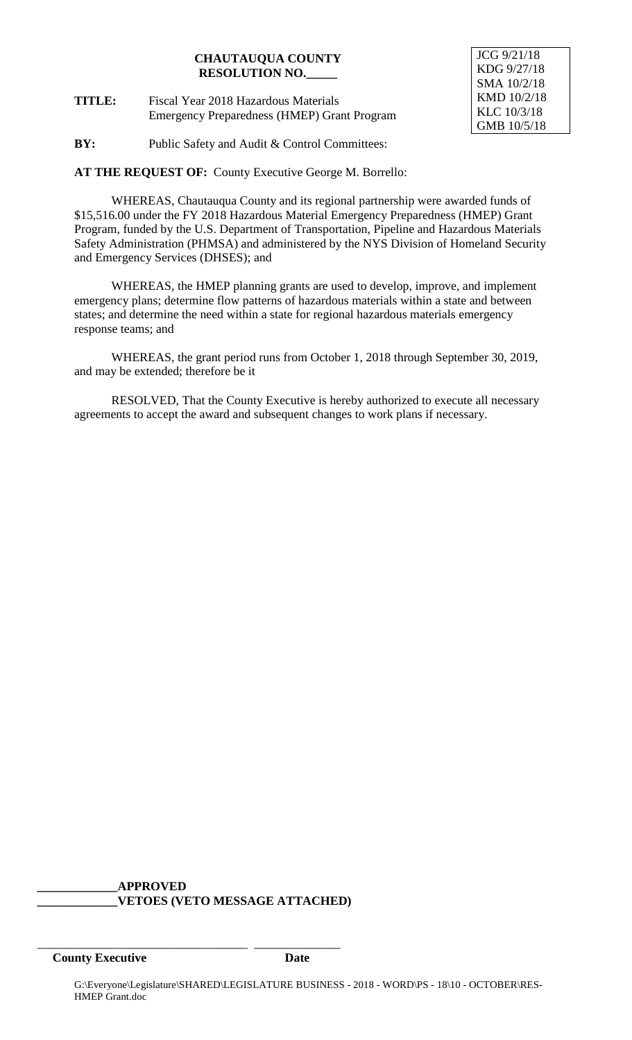**CHAUTAUQUA COUNTY**
**RESOLUTION NO.\_\_\_\_\_**

JCG 9/21/18
KDG 9/27/18
SMA 10/2/18
KMD 10/2/18
KLC 10/3/18
GMB 10/5/18

**TITLE:** Fiscal Year 2018 Hazardous Materials Emergency Preparedness (HMEP) Grant Program

**BY:** Public Safety and Audit & Control Committees:

**AT THE REQUEST OF:** County Executive George M. Borrello:

WHEREAS, Chautauqua County and its regional partnership were awarded funds of $15,516.00 under the FY 2018 Hazardous Material Emergency Preparedness (HMEP) Grant Program, funded by the U.S. Department of Transportation, Pipeline and Hazardous Materials Safety Administration (PHMSA) and administered by the NYS Division of Homeland Security and Emergency Services (DHSES); and

WHEREAS, the HMEP planning grants are used to develop, improve, and implement emergency plans; determine flow patterns of hazardous materials within a state and between states; and determine the need within a state for regional hazardous materials emergency response teams; and

WHEREAS, the grant period runs from October 1, 2018 through September 30, 2019, and may be extended; therefore be it

RESOLVED, That the County Executive is hereby authorized to execute all necessary agreements to accept the award and subsequent changes to work plans if necessary.

\_\_\_\_\_\_\_\_\_\_\_\_\_**APPROVED**
\_\_\_\_\_\_\_\_\_\_\_\_\_**VETOES (VETO MESSAGE ATTACHED)**

\_\_\_\_\_\_\_\_\_\_\_\_\_\_\_\_\_\_\_\_\_\_\_\_\_\_\_\_\_\_\_\_\_\_\_ \_\_\_\_\_\_\_\_\_\_\_\_\_\_\_
**County Executive** **Date**

G:\Everyone\Legislature\SHARED\LEGISLATURE BUSINESS - 2018 - WORD\PS - 18\10 - OCTOBER\RES-HMEP Grant.doc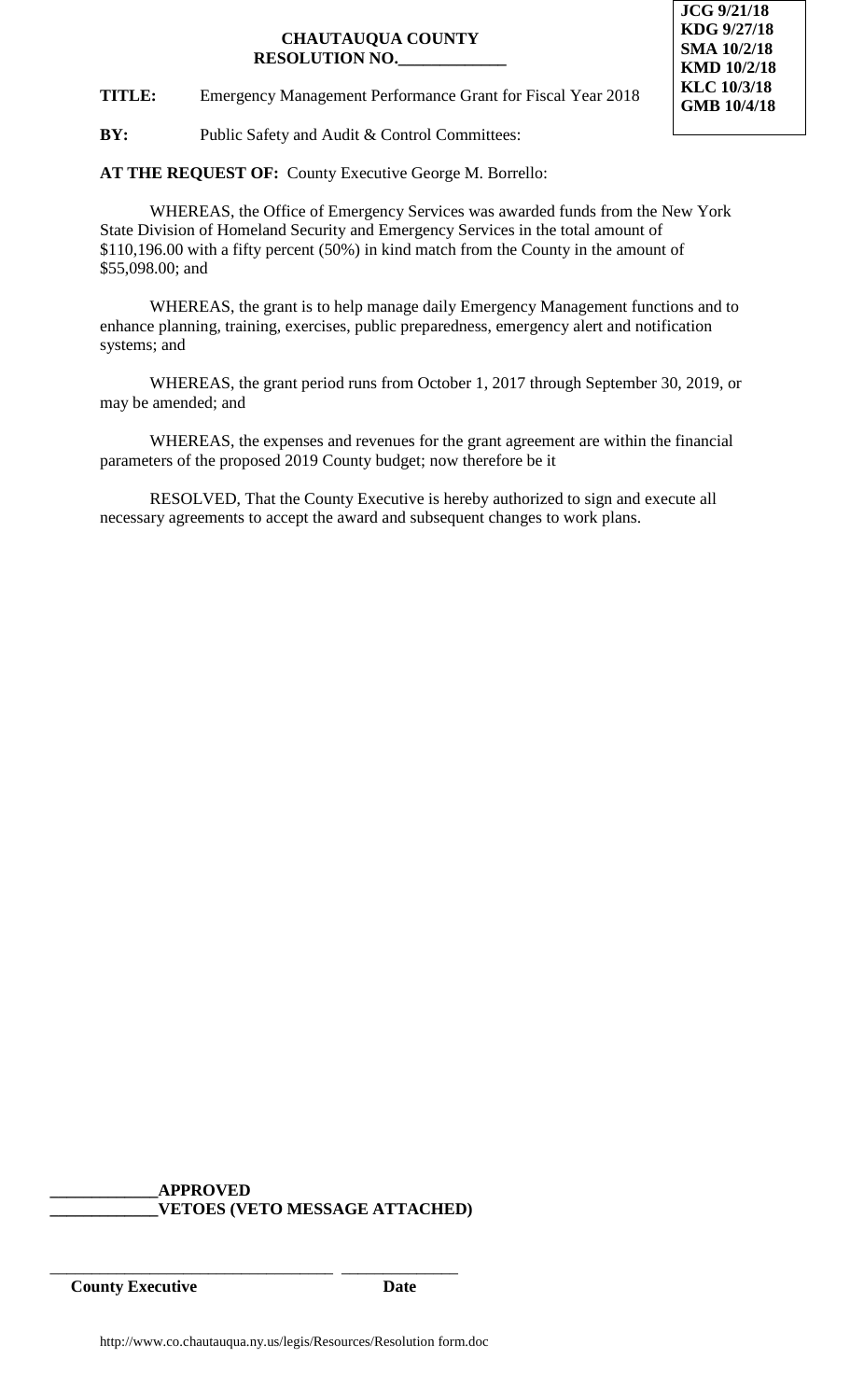**JCG 9/21/18**
**KDG 9/27/18**
**SMA 10/2/18**
**KMD 10/2/18**
**KLC 10/3/18**
**GMB 10/4/18**

**CHAUTAUQUA COUNTY**
**RESOLUTION NO.\_\_\_\_\_\_\_\_\_\_\_\_\_**

**TITLE:** Emergency Management Performance Grant for Fiscal Year 2018

**BY:** Public Safety and Audit & Control Committees:

**AT THE REQUEST OF:** County Executive George M. Borrello:

WHEREAS, the Office of Emergency Services was awarded funds from the New York State Division of Homeland Security and Emergency Services in the total amount of $110,196.00 with a fifty percent (50%) in kind match from the County in the amount of $55,098.00; and

WHEREAS, the grant is to help manage daily Emergency Management functions and to enhance planning, training, exercises, public preparedness, emergency alert and notification systems; and

WHEREAS, the grant period runs from October 1, 2017 through September 30, 2019, or may be amended; and

WHEREAS, the expenses and revenues for the grant agreement are within the financial parameters of the proposed 2019 County budget; now therefore be it

RESOLVED, That the County Executive is hereby authorized to sign and execute all necessary agreements to accept the award and subsequent changes to work plans.

**\_\_\_\_\_\_\_\_\_\_\_\_\_APPROVED**
**\_\_\_\_\_\_\_\_\_\_\_\_\_VETOES (VETO MESSAGE ATTACHED)**

\_\_\_\_\_\_\_\_\_\_\_\_\_\_\_\_\_\_\_\_\_\_\_\_\_\_\_\_\_\_\_\_\_\_\_ \_\_\_\_\_\_\_\_\_\_\_\_\_\_\_
**County Executive** **Date**

http://www.co.chautauqua.ny.us/legis/Resources/Resolution form.doc